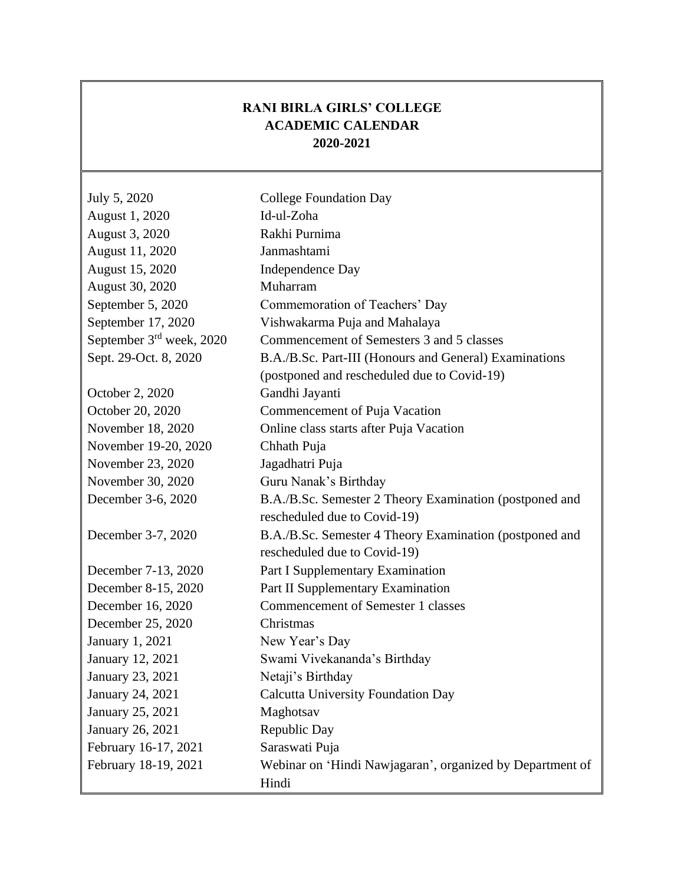**RANI BIRLA GIRLS' COLLEGE**
**ACADEMIC CALENDAR**
**2020-2021**

| Date | Event |
|---|---|
| July 5, 2020 | College Foundation Day |
| August 1, 2020 | Id-ul-Zoha |
| August 3, 2020 | Rakhi Purnima |
| August 11, 2020 | Janmashtami |
| August 15, 2020 | Independence Day |
| August 30, 2020 | Muharram |
| September 5, 2020 | Commemoration of Teachers' Day |
| September 17, 2020 | Vishwakarma Puja and Mahalaya |
| September 3rd week, 2020 | Commencement of Semesters 3 and 5 classes |
| Sept. 29-Oct. 8, 2020 | B.A./B.Sc. Part-III (Honours and General) Examinations (postponed and rescheduled due to Covid-19) |
| October 2, 2020 | Gandhi Jayanti |
| October 20, 2020 | Commencement of Puja Vacation |
| November 18, 2020 | Online class starts after Puja Vacation |
| November 19-20, 2020 | Chhath Puja |
| November 23, 2020 | Jagadhatri Puja |
| November 30, 2020 | Guru Nanak's Birthday |
| December 3-6, 2020 | B.A./B.Sc. Semester 2 Theory Examination (postponed and rescheduled due to Covid-19) |
| December 3-7, 2020 | B.A./B.Sc. Semester 4 Theory Examination (postponed and rescheduled due to Covid-19) |
| December 7-13, 2020 | Part I Supplementary Examination |
| December 8-15, 2020 | Part II Supplementary Examination |
| December 16, 2020 | Commencement of Semester 1 classes |
| December 25, 2020 | Christmas |
| January 1, 2021 | New Year's Day |
| January 12, 2021 | Swami Vivekananda's Birthday |
| January 23, 2021 | Netaji's Birthday |
| January 24, 2021 | Calcutta University Foundation Day |
| January 25, 2021 | Maghotsav |
| January 26, 2021 | Republic Day |
| February 16-17, 2021 | Saraswati Puja |
| February 18-19, 2021 | Webinar on 'Hindi Nawjagaran', organized by Department of Hindi |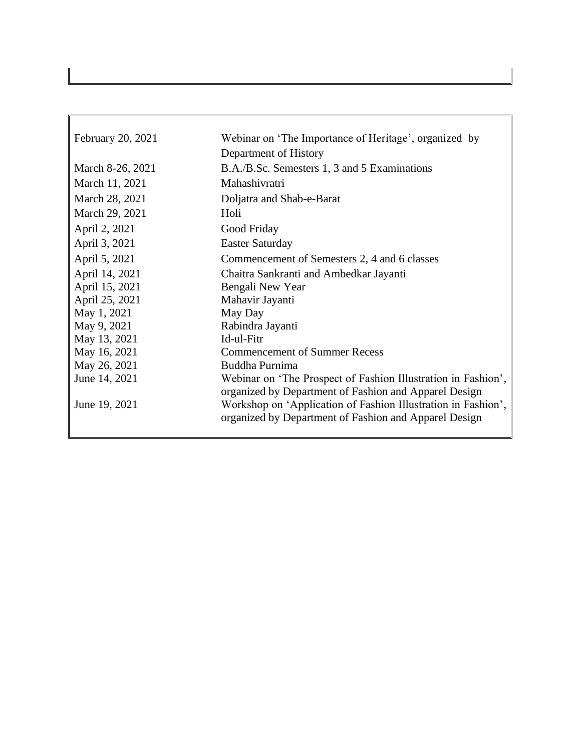| | |
|---|---|
| February 20, 2021 | Webinar on 'The Importance of Heritage', organized by Department of History |
| March 8-26, 2021 | B.A./B.Sc. Semesters 1, 3 and 5 Examinations |
| March 11, 2021 | Mahashivratri |
| March 28, 2021 | Doljatra and Shab-e-Barat |
| March 29, 2021 | Holi |
| April 2, 2021 | Good Friday |
| April 3, 2021 | Easter Saturday |
| April 5, 2021 | Commencement of Semesters 2, 4 and 6 classes |
| April 14, 2021 | Chaitra Sankranti and Ambedkar Jayanti |
| April 15, 2021 | Bengali New Year |
| April 25, 2021 | Mahavir Jayanti |
| May 1, 2021 | May Day |
| May 9, 2021 | Rabindra Jayanti |
| May 13, 2021 | Id-ul-Fitr |
| May 16, 2021 | Commencement of Summer Recess |
| May 26, 2021 | Buddha Purnima |
| June 14, 2021 | Webinar on 'The Prospect of Fashion Illustration in Fashion', organized by Department of Fashion and Apparel Design |
| June 19, 2021 | Workshop on 'Application of Fashion Illustration in Fashion', organized by Department of Fashion and Apparel Design |